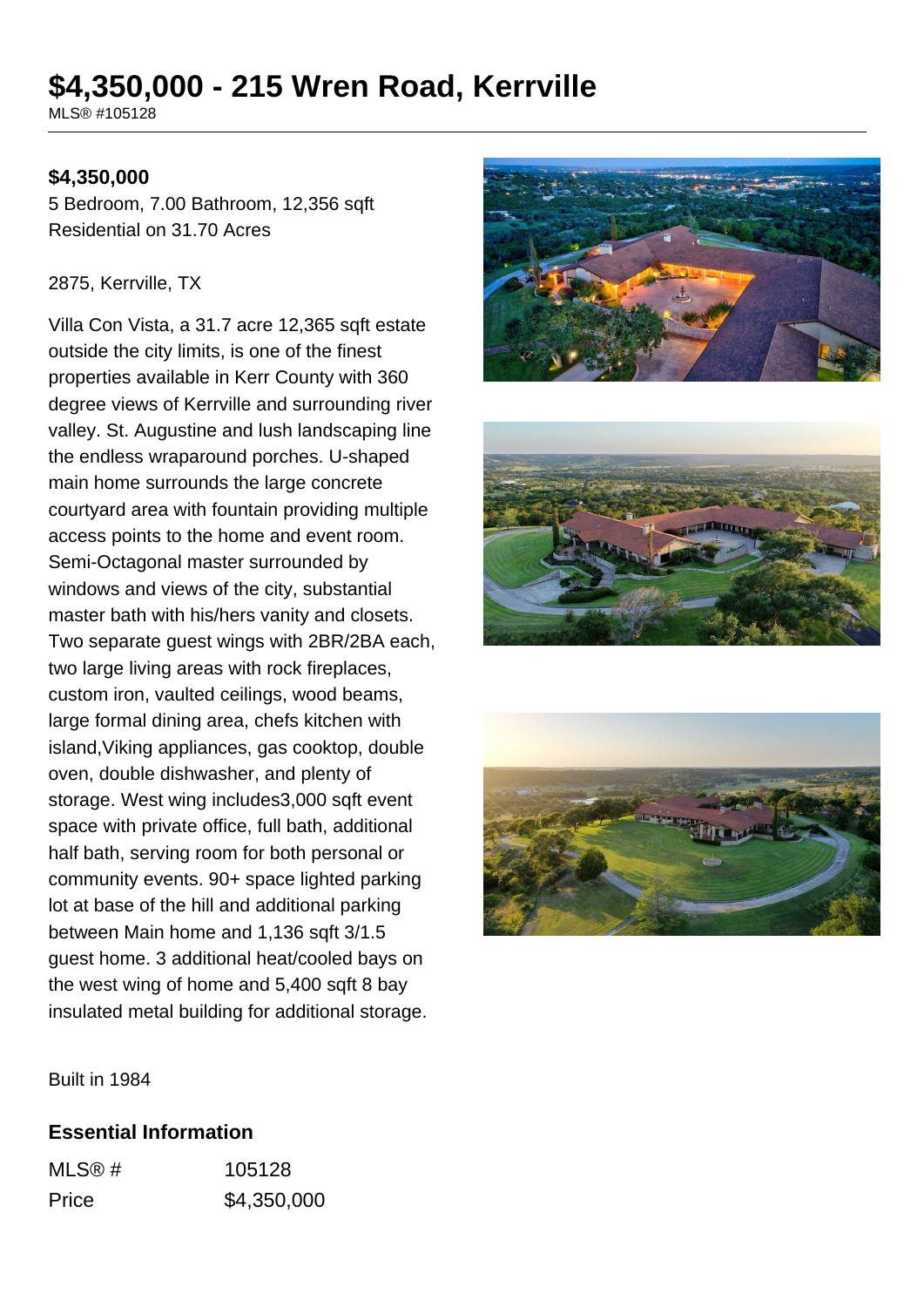# $4,350,000 - 215 Wren Road, Kerrville

MLS® #105128

**$4,350,000**

5 Bedroom, 7.00 Bathroom, 12,356 sqft
Residential on 31.70 Acres

2875, Kerrville, TX

Villa Con Vista, a 31.7 acre 12,365 sqft estate outside the city limits, is one of the finest properties available in Kerr County with 360 degree views of Kerrville and surrounding river valley. St. Augustine and lush landscaping line the endless wraparound porches. U-shaped main home surrounds the large concrete courtyard area with fountain providing multiple access points to the home and event room. Semi-Octagonal master surrounded by windows and views of the city, substantial master bath with his/hers vanity and closets. Two separate guest wings with 2BR/2BA each, two large living areas with rock fireplaces, custom iron, vaulted ceilings, wood beams, large formal dining area, chefs kitchen with island,Viking appliances, gas cooktop, double oven, double dishwasher, and plenty of storage. West wing includes3,000 sqft event space with private office, full bath, additional half bath, serving room for both personal or community events. 90+ space lighted parking lot at base of the hill and additional parking between Main home and 1,136 sqft 3/1.5 guest home. 3 additional heat/cooled bays on the west wing of home and 5,400 sqft 8 bay insulated metal building for additional storage.

Built in 1984

### Essential Information

| | |
|---|---|
| MLS® # | 105128 |
| Price | $4,350,000 |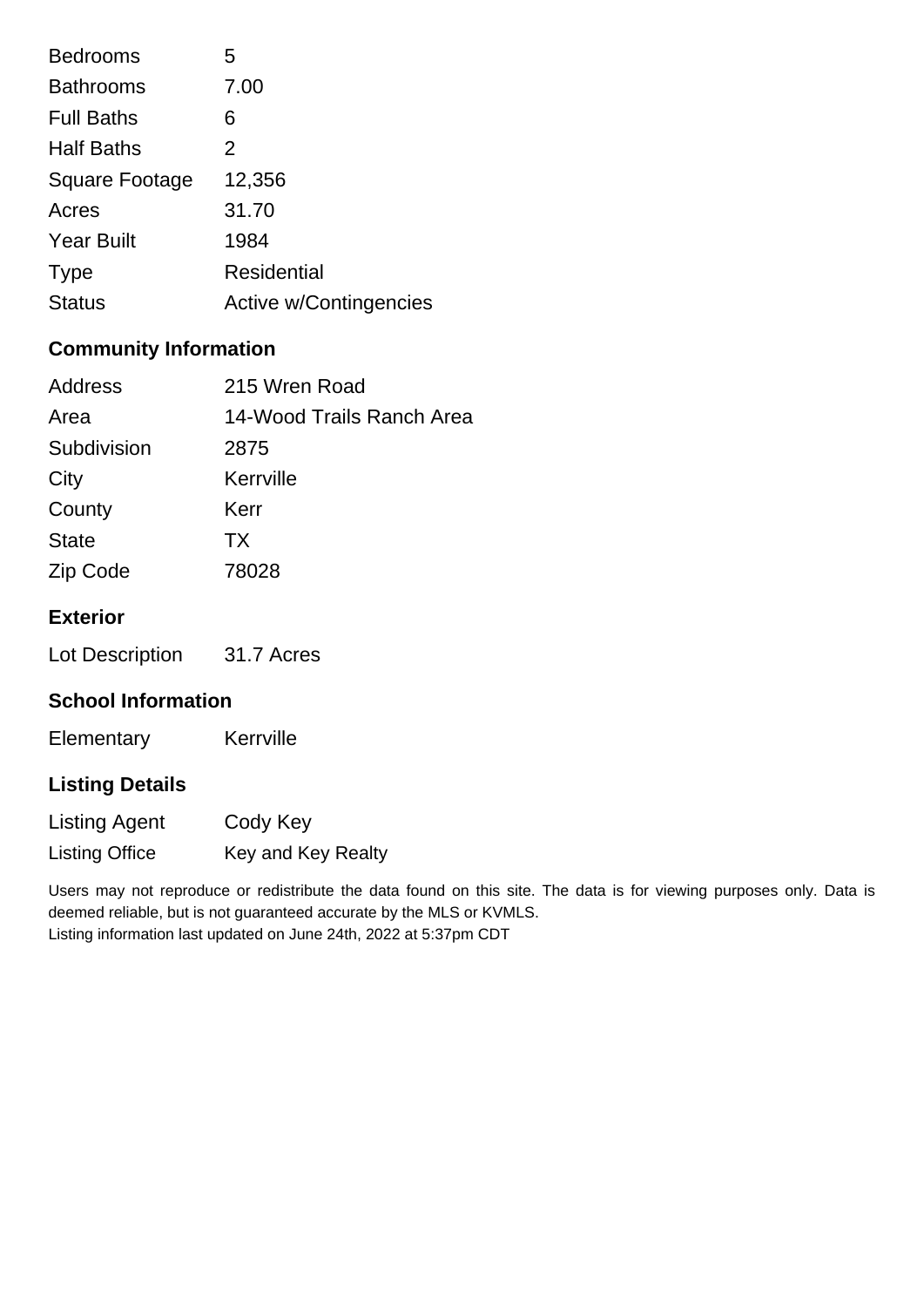| | |
|---|---|
| Bedrooms | 5 |
| Bathrooms | 7.00 |
| Full Baths | 6 |
| Half Baths | 2 |
| Square Footage | 12,356 |
| Acres | 31.70 |
| Year Built | 1984 |
| Type | Residential |
| Status | Active w/Contingencies |

## Community Information

| | |
|---|---|
| Address | 215 Wren Road |
| Area | 14-Wood Trails Ranch Area |
| Subdivision | 2875 |
| City | Kerrville |
| County | Kerr |
| State | TX |
| Zip Code | 78028 |

## Exterior

| | |
|---|---|
| Lot Description | 31.7 Acres |

## School Information

| | |
|---|---|
| Elementary | Kerrville |

## Listing Details

| | |
|---|---|
| Listing Agent | Cody Key |
| Listing Office | Key and Key Realty |

Users may not reproduce or redistribute the data found on this site. The data is for viewing purposes only. Data is deemed reliable, but is not guaranteed accurate by the MLS or KVMLS.
Listing information last updated on June 24th, 2022 at 5:37pm CDT